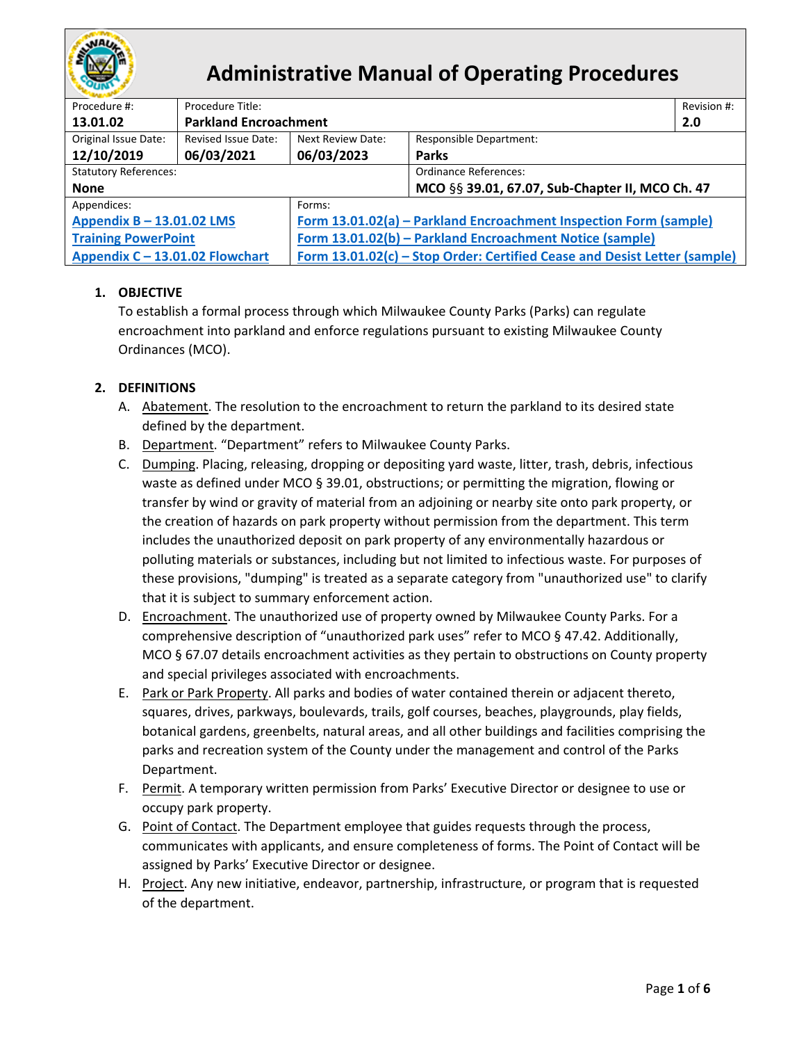# Administrative Manual of Operating Procedures

| Procedure #: | Procedure Title: | | | Revision #: |
|---|---|---|---|---|
| **13.01.02** | **Parkland Encroachment** | | | **2.0** |
| Original Issue Date: **12/10/2019** | Revised Issue Date: **06/03/2021** | Next Review Date: **06/03/2023** | Responsible Department: **Parks** | |
| Statutory References: **None** | | | Ordinance References: **MCO §§ 39.01, 67.07, Sub-Chapter II, MCO Ch. 47** | |
| Appendices: | | Forms: | | |
| Appendix B – 13.01.02 LMS | | Form 13.01.02(a) – Parkland Encroachment Inspection Form (sample) | | |
| Training PowerPoint | | Form 13.01.02(b) – Parkland Encroachment Notice (sample) | | |
| Appendix C – 13.01.02 Flowchart | | Form 13.01.02(c) – Stop Order: Certified Cease and Desist Letter (sample) | | |

## 1. OBJECTIVE

To establish a formal process through which Milwaukee County Parks (Parks) can regulate encroachment into parkland and enforce regulations pursuant to existing Milwaukee County Ordinances (MCO).

## 2. DEFINITIONS

A. Abatement. The resolution to the encroachment to return the parkland to its desired state defined by the department.

B. Department. "Department" refers to Milwaukee County Parks.

C. Dumping. Placing, releasing, dropping or depositing yard waste, litter, trash, debris, infectious waste as defined under MCO § 39.01, obstructions; or permitting the migration, flowing or transfer by wind or gravity of material from an adjoining or nearby site onto park property, or the creation of hazards on park property without permission from the department. This term includes the unauthorized deposit on park property of any environmentally hazardous or polluting materials or substances, including but not limited to infectious waste. For purposes of these provisions, "dumping" is treated as a separate category from "unauthorized use" to clarify that it is subject to summary enforcement action.

D. Encroachment. The unauthorized use of property owned by Milwaukee County Parks. For a comprehensive description of "unauthorized park uses" refer to MCO § 47.42. Additionally, MCO § 67.07 details encroachment activities as they pertain to obstructions on County property and special privileges associated with encroachments.

E. Park or Park Property. All parks and bodies of water contained therein or adjacent thereto, squares, drives, parkways, boulevards, trails, golf courses, beaches, playgrounds, play fields, botanical gardens, greenbelts, natural areas, and all other buildings and facilities comprising the parks and recreation system of the County under the management and control of the Parks Department.

F. Permit. A temporary written permission from Parks' Executive Director or designee to use or occupy park property.

G. Point of Contact. The Department employee that guides requests through the process, communicates with applicants, and ensure completeness of forms. The Point of Contact will be assigned by Parks' Executive Director or designee.

H. Project. Any new initiative, endeavor, partnership, infrastructure, or program that is requested of the department.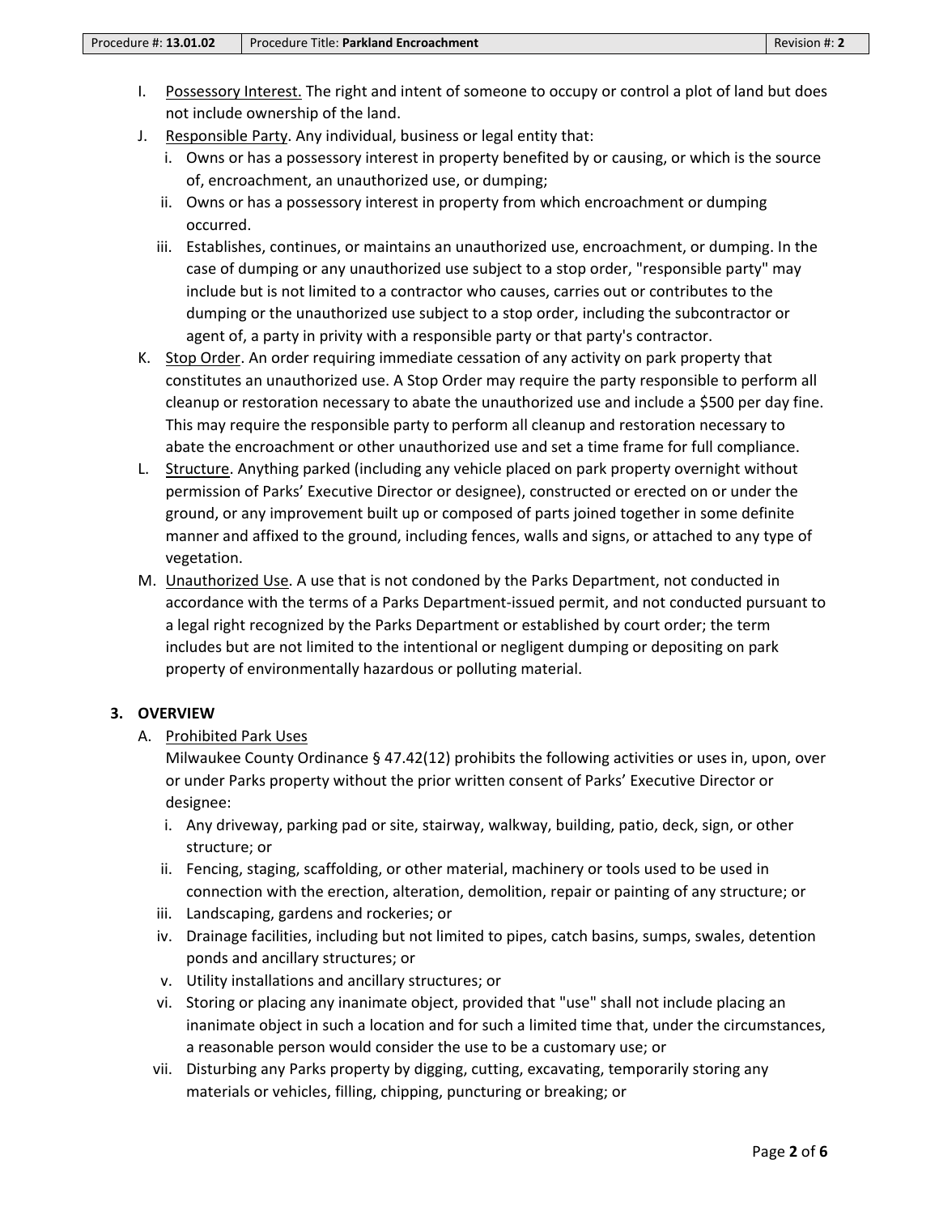I. Possessory Interest. The right and intent of someone to occupy or control a plot of land but does not include ownership of the land.

J. Responsible Party. Any individual, business or legal entity that:
   i. Owns or has a possessory interest in property benefited by or causing, or which is the source of, encroachment, an unauthorized use, or dumping;
   ii. Owns or has a possessory interest in property from which encroachment or dumping occurred.
   iii. Establishes, continues, or maintains an unauthorized use, encroachment, or dumping. In the case of dumping or any unauthorized use subject to a stop order, "responsible party" may include but is not limited to a contractor who causes, carries out or contributes to the dumping or the unauthorized use subject to a stop order, including the subcontractor or agent of, a party in privity with a responsible party or that party's contractor.

K. Stop Order. An order requiring immediate cessation of any activity on park property that constitutes an unauthorized use. A Stop Order may require the party responsible to perform all cleanup or restoration necessary to abate the unauthorized use and include a $500 per day fine. This may require the responsible party to perform all cleanup and restoration necessary to abate the encroachment or other unauthorized use and set a time frame for full compliance.

L. Structure. Anything parked (including any vehicle placed on park property overnight without permission of Parks' Executive Director or designee), constructed or erected on or under the ground, or any improvement built up or composed of parts joined together in some definite manner and affixed to the ground, including fences, walls and signs, or attached to any type of vegetation.

M. Unauthorized Use. A use that is not condoned by the Parks Department, not conducted in accordance with the terms of a Parks Department-issued permit, and not conducted pursuant to a legal right recognized by the Parks Department or established by court order; the term includes but are not limited to the intentional or negligent dumping or depositing on park property of environmentally hazardous or polluting material.

## 3. OVERVIEW

A. Prohibited Park Uses

Milwaukee County Ordinance § 47.42(12) prohibits the following activities or uses in, upon, over or under Parks property without the prior written consent of Parks' Executive Director or designee:

   i. Any driveway, parking pad or site, stairway, walkway, building, patio, deck, sign, or other structure; or
   ii. Fencing, staging, scaffolding, or other material, machinery or tools used to be used in connection with the erection, alteration, demolition, repair or painting of any structure; or
   iii. Landscaping, gardens and rockeries; or
   iv. Drainage facilities, including but not limited to pipes, catch basins, sumps, swales, detention ponds and ancillary structures; or
   v. Utility installations and ancillary structures; or
   vi. Storing or placing any inanimate object, provided that "use" shall not include placing an inanimate object in such a location and for such a limited time that, under the circumstances, a reasonable person would consider the use to be a customary use; or
   vii. Disturbing any Parks property by digging, cutting, excavating, temporarily storing any materials or vehicles, filling, chipping, puncturing or breaking; or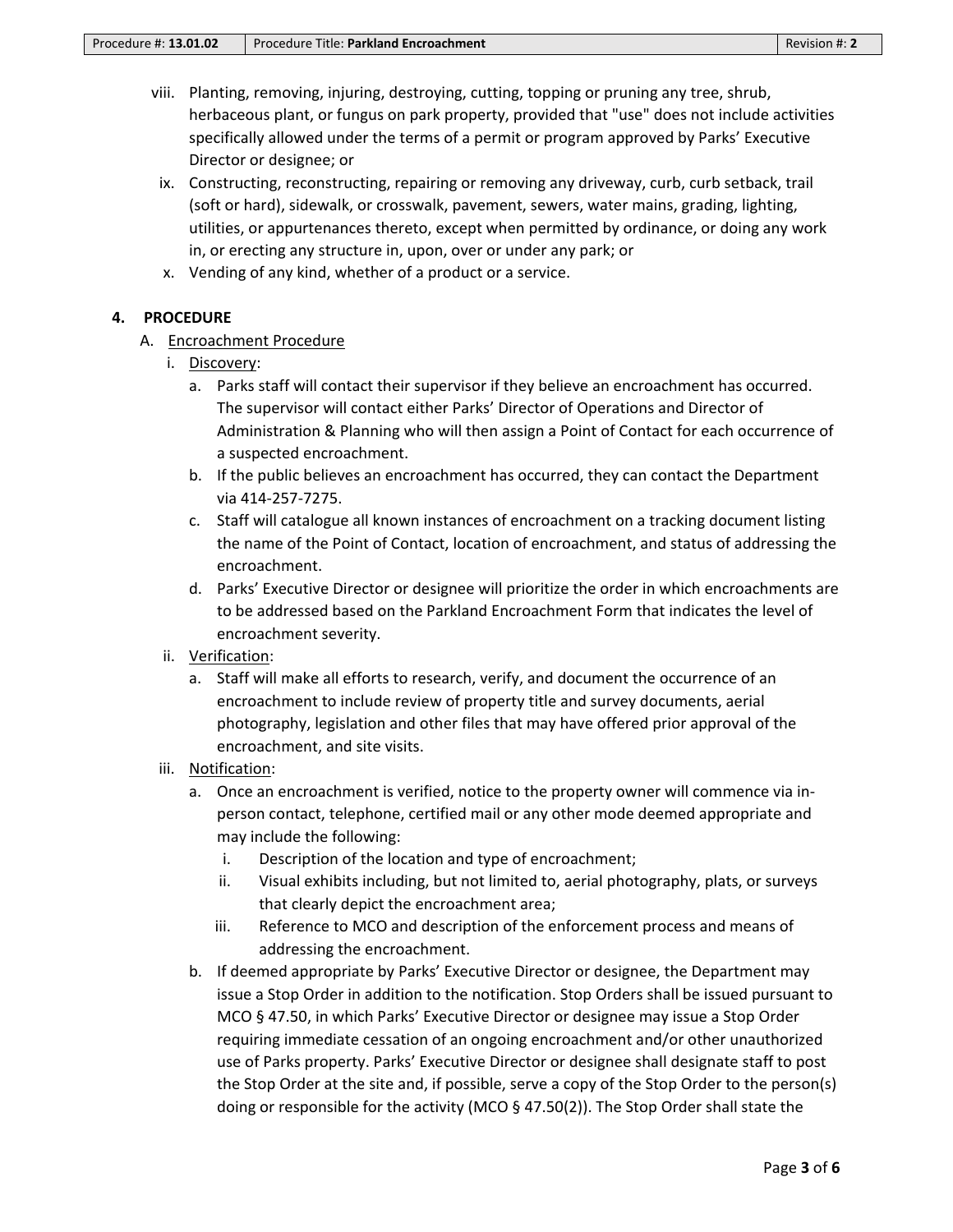viii. Planting, removing, injuring, destroying, cutting, topping or pruning any tree, shrub, herbaceous plant, or fungus on park property, provided that "use" does not include activities specifically allowed under the terms of a permit or program approved by Parks' Executive Director or designee; or

ix. Constructing, reconstructing, repairing or removing any driveway, curb, curb setback, trail (soft or hard), sidewalk, or crosswalk, pavement, sewers, water mains, grading, lighting, utilities, or appurtenances thereto, except when permitted by ordinance, or doing any work in, or erecting any structure in, upon, over or under any park; or

x. Vending of any kind, whether of a product or a service.

## 4. PROCEDURE

A. Encroachment Procedure

i. Discovery:

a. Parks staff will contact their supervisor if they believe an encroachment has occurred. The supervisor will contact either Parks' Director of Operations and Director of Administration & Planning who will then assign a Point of Contact for each occurrence of a suspected encroachment.

b. If the public believes an encroachment has occurred, they can contact the Department via 414-257-7275.

c. Staff will catalogue all known instances of encroachment on a tracking document listing the name of the Point of Contact, location of encroachment, and status of addressing the encroachment.

d. Parks' Executive Director or designee will prioritize the order in which encroachments are to be addressed based on the Parkland Encroachment Form that indicates the level of encroachment severity.

ii. Verification:

a. Staff will make all efforts to research, verify, and document the occurrence of an encroachment to include review of property title and survey documents, aerial photography, legislation and other files that may have offered prior approval of the encroachment, and site visits.

iii. Notification:

a. Once an encroachment is verified, notice to the property owner will commence via in-person contact, telephone, certified mail or any other mode deemed appropriate and may include the following:

   i. Description of the location and type of encroachment;

   ii. Visual exhibits including, but not limited to, aerial photography, plats, or surveys that clearly depict the encroachment area;

   iii. Reference to MCO and description of the enforcement process and means of addressing the encroachment.

b. If deemed appropriate by Parks' Executive Director or designee, the Department may issue a Stop Order in addition to the notification. Stop Orders shall be issued pursuant to MCO § 47.50, in which Parks' Executive Director or designee may issue a Stop Order requiring immediate cessation of an ongoing encroachment and/or other unauthorized use of Parks property. Parks' Executive Director or designee shall designate staff to post the Stop Order at the site and, if possible, serve a copy of the Stop Order to the person(s) doing or responsible for the activity (MCO § 47.50(2)). The Stop Order shall state the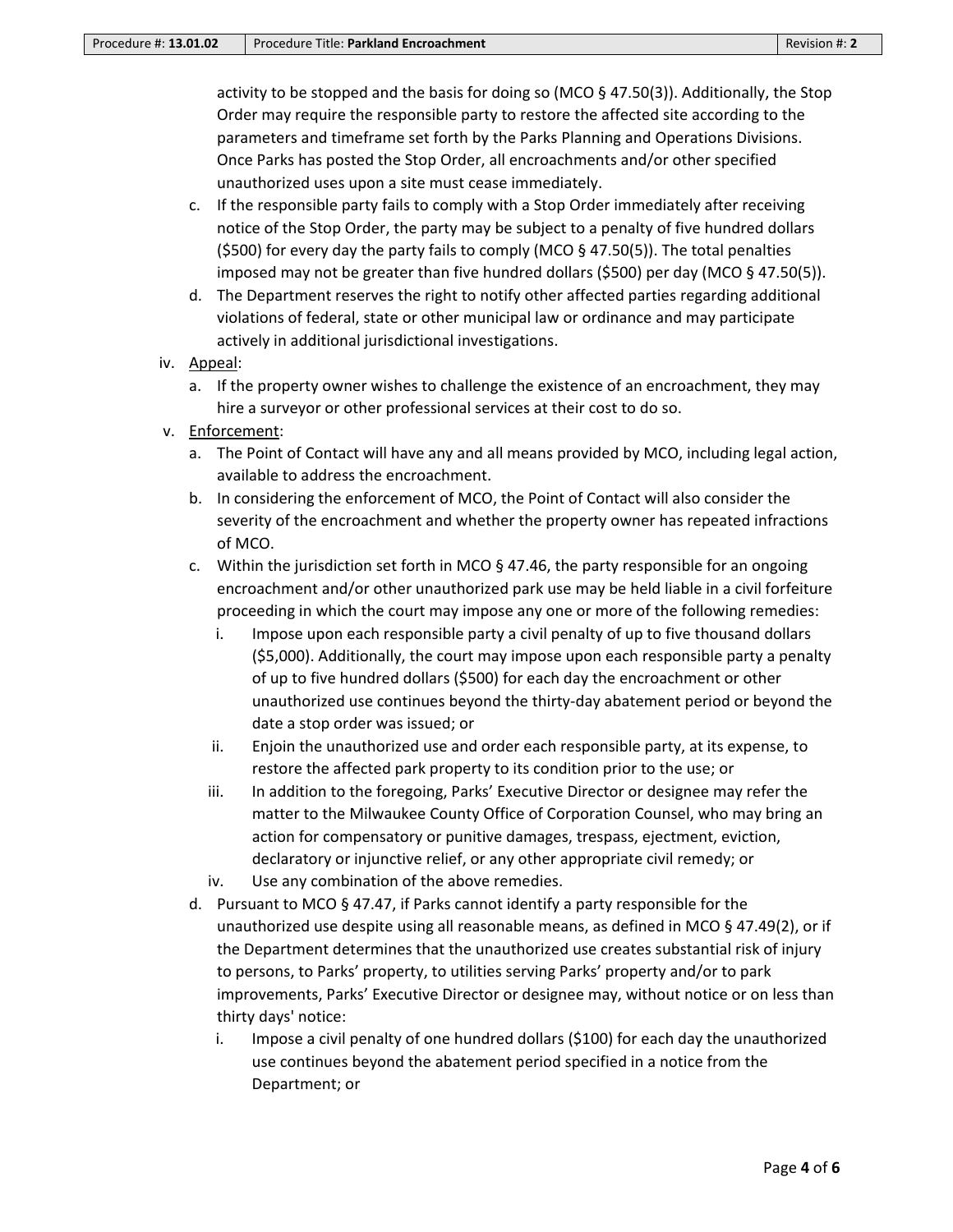activity to be stopped and the basis for doing so (MCO § 47.50(3)). Additionally, the Stop Order may require the responsible party to restore the affected site according to the parameters and timeframe set forth by the Parks Planning and Operations Divisions. Once Parks has posted the Stop Order, all encroachments and/or other specified unauthorized uses upon a site must cease immediately.

   c. If the responsible party fails to comply with a Stop Order immediately after receiving notice of the Stop Order, the party may be subject to a penalty of five hundred dollars ($500) for every day the party fails to comply (MCO § 47.50(5)). The total penalties imposed may not be greater than five hundred dollars ($500) per day (MCO § 47.50(5)).
   d. The Department reserves the right to notify other affected parties regarding additional violations of federal, state or other municipal law or ordinance and may participate actively in additional jurisdictional investigations.

iv. Appeal:
   a. If the property owner wishes to challenge the existence of an encroachment, they may hire a surveyor or other professional services at their cost to do so.

v. Enforcement:
   a. The Point of Contact will have any and all means provided by MCO, including legal action, available to address the encroachment.
   b. In considering the enforcement of MCO, the Point of Contact will also consider the severity of the encroachment and whether the property owner has repeated infractions of MCO.
   c. Within the jurisdiction set forth in MCO § 47.46, the party responsible for an ongoing encroachment and/or other unauthorized park use may be held liable in a civil forfeiture proceeding in which the court may impose any one or more of the following remedies:
      i. Impose upon each responsible party a civil penalty of up to five thousand dollars ($5,000). Additionally, the court may impose upon each responsible party a penalty of up to five hundred dollars ($500) for each day the encroachment or other unauthorized use continues beyond the thirty-day abatement period or beyond the date a stop order was issued; or
      ii. Enjoin the unauthorized use and order each responsible party, at its expense, to restore the affected park property to its condition prior to the use; or
      iii. In addition to the foregoing, Parks' Executive Director or designee may refer the matter to the Milwaukee County Office of Corporation Counsel, who may bring an action for compensatory or punitive damages, trespass, ejectment, eviction, declaratory or injunctive relief, or any other appropriate civil remedy; or
      iv. Use any combination of the above remedies.
   d. Pursuant to MCO § 47.47, if Parks cannot identify a party responsible for the unauthorized use despite using all reasonable means, as defined in MCO § 47.49(2), or if the Department determines that the unauthorized use creates substantial risk of injury to persons, to Parks' property, to utilities serving Parks' property and/or to park improvements, Parks' Executive Director or designee may, without notice or on less than thirty days' notice:
      i. Impose a civil penalty of one hundred dollars ($100) for each day the unauthorized use continues beyond the abatement period specified in a notice from the Department; or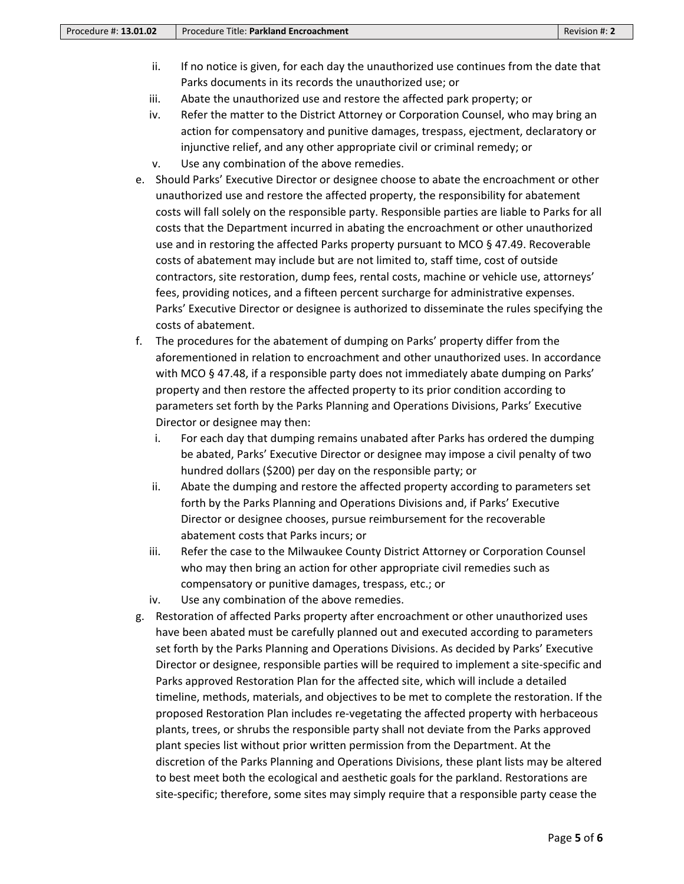ii. If no notice is given, for each day the unauthorized use continues from the date that Parks documents in its records the unauthorized use; or
   iii. Abate the unauthorized use and restore the affected park property; or
   iv. Refer the matter to the District Attorney or Corporation Counsel, who may bring an action for compensatory and punitive damages, trespass, ejectment, declaratory or injunctive relief, and any other appropriate civil or criminal remedy; or
   v. Use any combination of the above remedies.

e. Should Parks' Executive Director or designee choose to abate the encroachment or other unauthorized use and restore the affected property, the responsibility for abatement costs will fall solely on the responsible party. Responsible parties are liable to Parks for all costs that the Department incurred in abating the encroachment or other unauthorized use and in restoring the affected Parks property pursuant to MCO § 47.49. Recoverable costs of abatement may include but are not limited to, staff time, cost of outside contractors, site restoration, dump fees, rental costs, machine or vehicle use, attorneys' fees, providing notices, and a fifteen percent surcharge for administrative expenses. Parks' Executive Director or designee is authorized to disseminate the rules specifying the costs of abatement.

f. The procedures for the abatement of dumping on Parks' property differ from the aforementioned in relation to encroachment and other unauthorized uses. In accordance with MCO § 47.48, if a responsible party does not immediately abate dumping on Parks' property and then restore the affected property to its prior condition according to parameters set forth by the Parks Planning and Operations Divisions, Parks' Executive Director or designee may then:
   i. For each day that dumping remains unabated after Parks has ordered the dumping be abated, Parks' Executive Director or designee may impose a civil penalty of two hundred dollars ($200) per day on the responsible party; or
   ii. Abate the dumping and restore the affected property according to parameters set forth by the Parks Planning and Operations Divisions and, if Parks' Executive Director or designee chooses, pursue reimbursement for the recoverable abatement costs that Parks incurs; or
   iii. Refer the case to the Milwaukee County District Attorney or Corporation Counsel who may then bring an action for other appropriate civil remedies such as compensatory or punitive damages, trespass, etc.; or
   iv. Use any combination of the above remedies.

g. Restoration of affected Parks property after encroachment or other unauthorized uses have been abated must be carefully planned out and executed according to parameters set forth by the Parks Planning and Operations Divisions. As decided by Parks' Executive Director or designee, responsible parties will be required to implement a site-specific and Parks approved Restoration Plan for the affected site, which will include a detailed timeline, methods, materials, and objectives to be met to complete the restoration. If the proposed Restoration Plan includes re-vegetating the affected property with herbaceous plants, trees, or shrubs the responsible party shall not deviate from the Parks approved plant species list without prior written permission from the Department. At the discretion of the Parks Planning and Operations Divisions, these plant lists may be altered to best meet both the ecological and aesthetic goals for the parkland. Restorations are site-specific; therefore, some sites may simply require that a responsible party cease the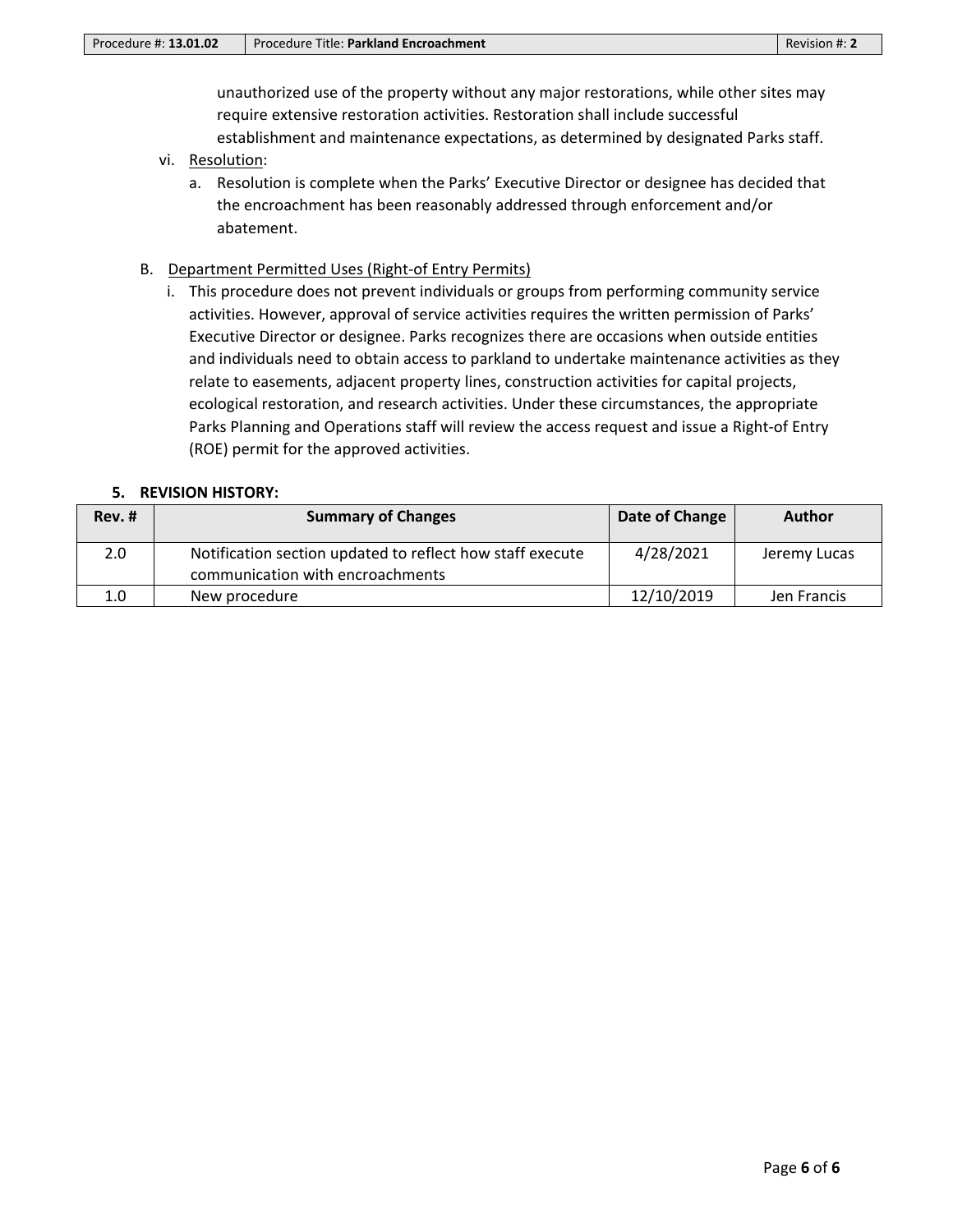unauthorized use of the property without any major restorations, while other sites may require extensive restoration activities. Restoration shall include successful establishment and maintenance expectations, as determined by designated Parks staff.

vi. <u>Resolution</u>:

a. Resolution is complete when the Parks' Executive Director or designee has decided that the encroachment has been reasonably addressed through enforcement and/or abatement.

B. <u>Department Permitted Uses (Right-of Entry Permits)</u>

i. This procedure does not prevent individuals or groups from performing community service activities. However, approval of service activities requires the written permission of Parks' Executive Director or designee. Parks recognizes there are occasions when outside entities and individuals need to obtain access to parkland to undertake maintenance activities as they relate to easements, adjacent property lines, construction activities for capital projects, ecological restoration, and research activities. Under these circumstances, the appropriate Parks Planning and Operations staff will review the access request and issue a Right-of Entry (ROE) permit for the approved activities.

**5. REVISION HISTORY:**

| Rev. # | Summary of Changes | Date of Change | Author |
|---|---|---|---|
| 2.0 | Notification section updated to reflect how staff execute communication with encroachments | 4/28/2021 | Jeremy Lucas |
| 1.0 | New procedure | 12/10/2019 | Jen Francis |